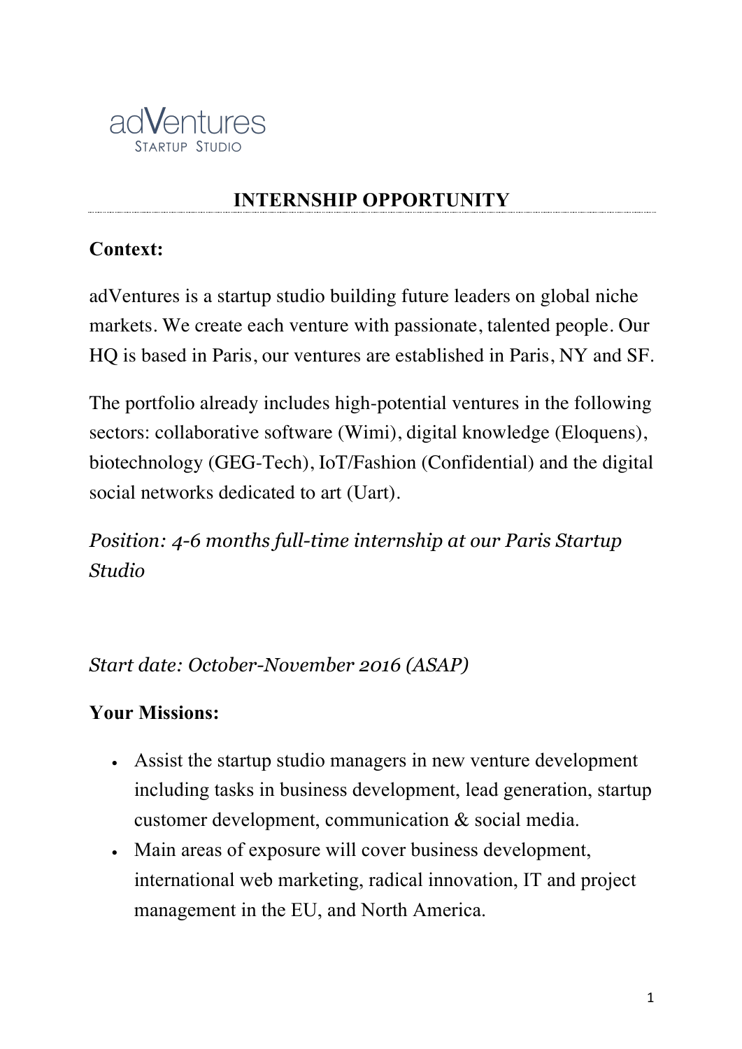adVentures
STARTUP STUDIO

# INTERNSHIP OPPORTUNITY

**Context:**

adVentures is a startup studio building future leaders on global niche markets. We create each venture with passionate, talented people. Our HQ is based in Paris, our ventures are established in Paris, NY and SF.

The portfolio already includes high-potential ventures in the following sectors: collaborative software (Wimi), digital knowledge (Eloquens), biotechnology (GEG-Tech), IoT/Fashion (Confidential) and the digital social networks dedicated to art (Uart).

*Position: 4-6 months full-time internship at our Paris Startup Studio*

*Start date: October-November 2016 (ASAP)*

**Your Missions:**

- Assist the startup studio managers in new venture development including tasks in business development, lead generation, startup customer development, communication & social media.
- Main areas of exposure will cover business development, international web marketing, radical innovation, IT and project management in the EU, and North America.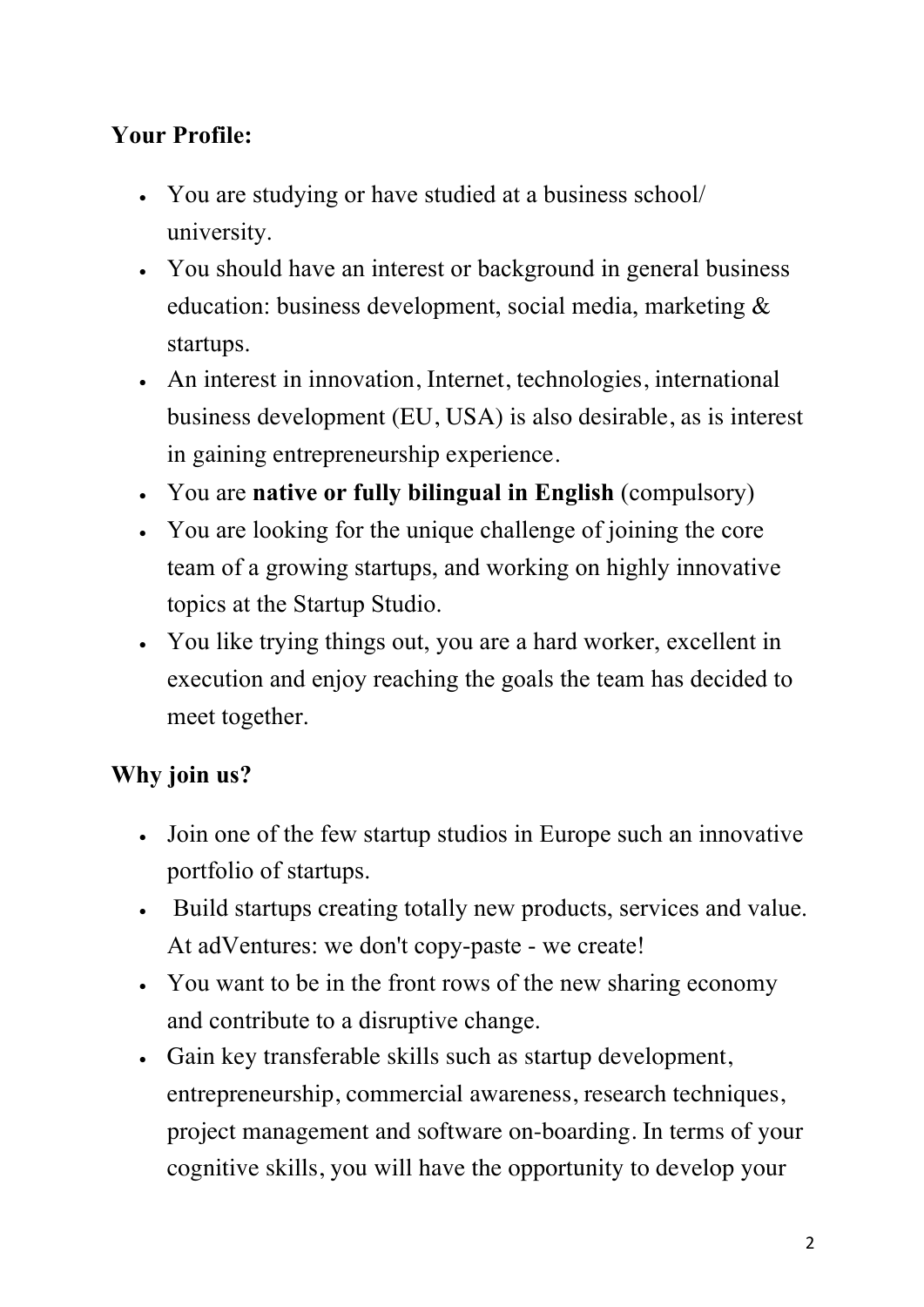**Your Profile:**

- You are studying or have studied at a business school/ university.
- You should have an interest or background in general business education: business development, social media, marketing & startups.
- An interest in innovation, Internet, technologies, international business development (EU, USA) is also desirable, as is interest in gaining entrepreneurship experience.
- You are **native or fully bilingual in English** (compulsory)
- You are looking for the unique challenge of joining the core team of a growing startups, and working on highly innovative topics at the Startup Studio.
- You like trying things out, you are a hard worker, excellent in execution and enjoy reaching the goals the team has decided to meet together.

**Why join us?**

- Join one of the few startup studios in Europe such an innovative portfolio of startups.
- Build startups creating totally new products, services and value. At adVentures: we don't copy-paste - we create!
- You want to be in the front rows of the new sharing economy and contribute to a disruptive change.
- Gain key transferable skills such as startup development, entrepreneurship, commercial awareness, research techniques, project management and software on-boarding. In terms of your cognitive skills, you will have the opportunity to develop your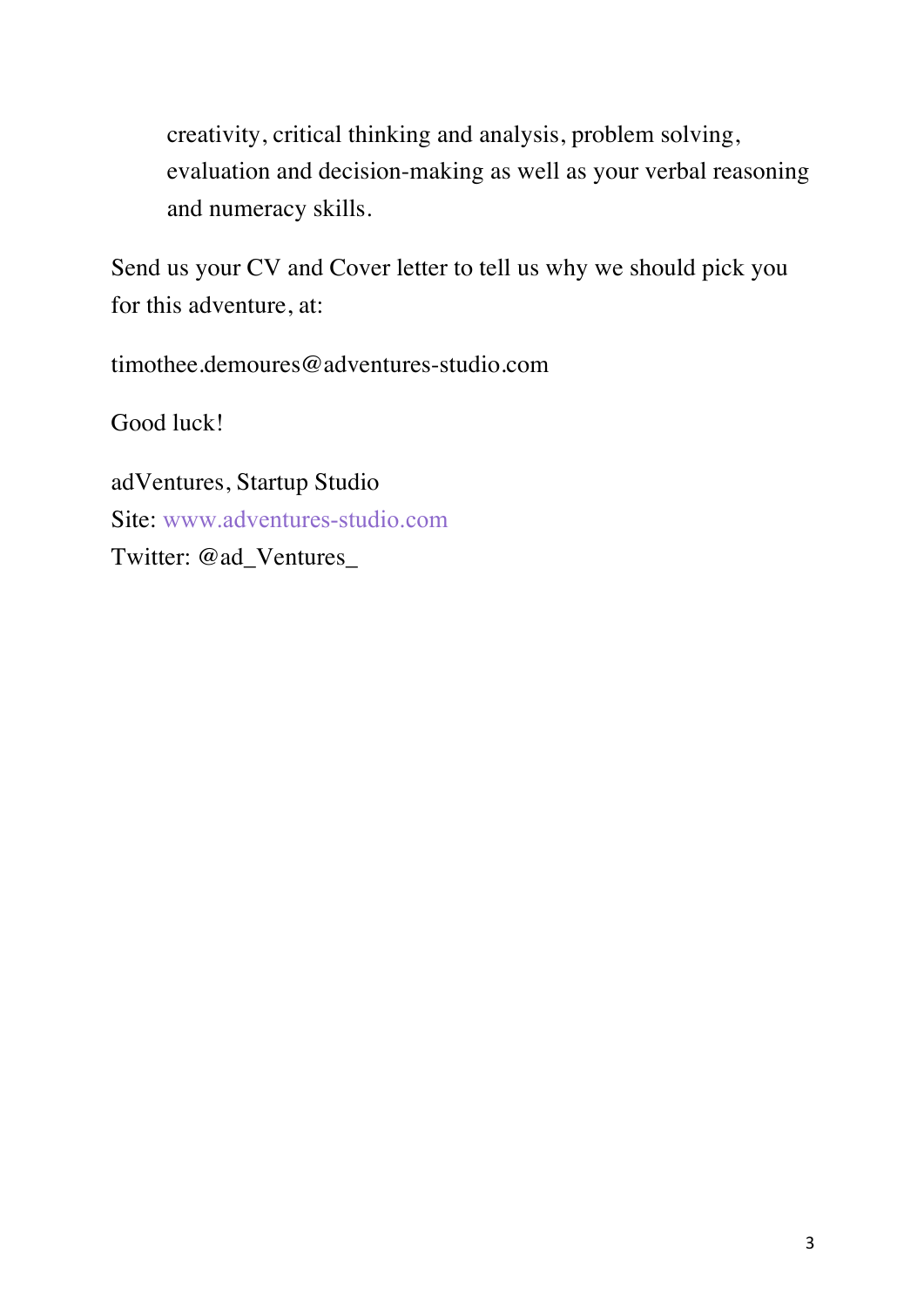creativity, critical thinking and analysis, problem solving, evaluation and decision-making as well as your verbal reasoning and numeracy skills.

Send us your CV and Cover letter to tell us why we should pick you for this adventure, at:

timothee.demoures@adventures-studio.com

Good luck!

adVentures, Startup Studio
Site: www.adventures-studio.com
Twitter: @ad_Ventures_